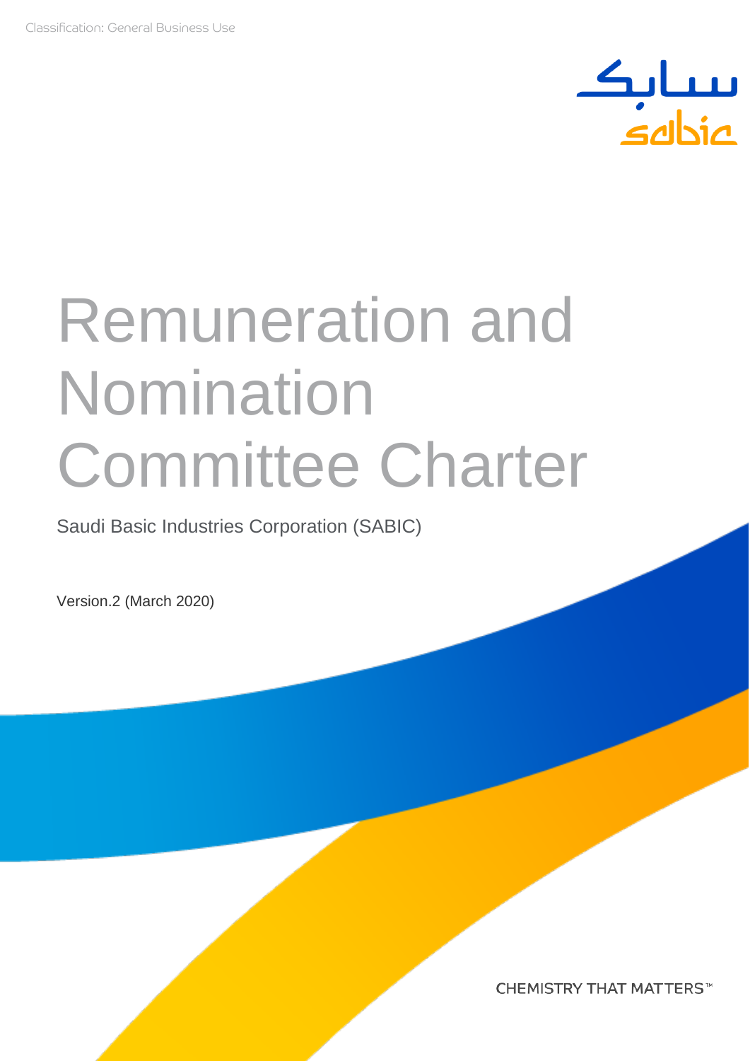Classification: General Business Use

# Remuneration and Nomination Committee Charter

Saudi Basic Industries Corporation (SABIC)

Version.2 (March 2020)

CHEMISTRY THAT MATTERS™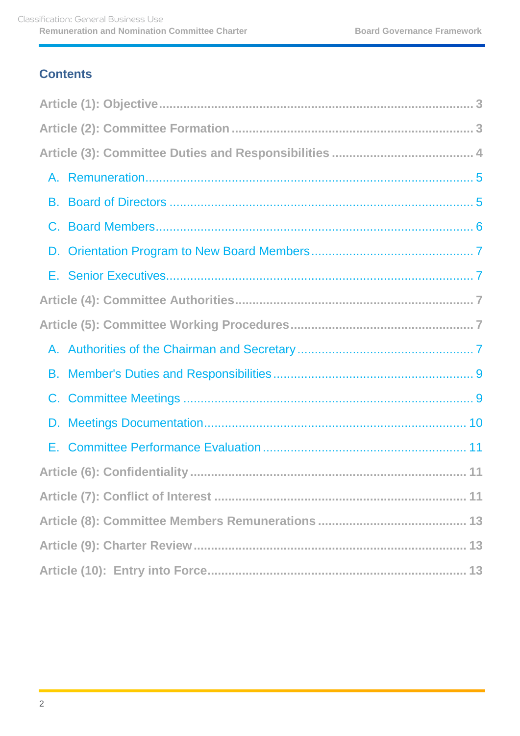## Contents

- Article (1): Objective ... 3
- Article (2): Committee Formation ... 3
- Article (3): Committee Duties and Responsibilities ... 4
  - A. Remuneration ... 5
  - B. Board of Directors ... 5
  - C. Board Members ... 6
  - D. Orientation Program to New Board Members ... 7
  - E. Senior Executives ... 7
- Article (4): Committee Authorities ... 7
- Article (5): Committee Working Procedures ... 7
  - A. Authorities of the Chairman and Secretary ... 7
  - B. Member's Duties and Responsibilities ... 9
  - C. Committee Meetings ... 9
  - D. Meetings Documentation ... 10
  - E. Committee Performance Evaluation ... 11
- Article (6): Confidentiality ... 11
- Article (7): Conflict of Interest ... 11
- Article (8): Committee Members Remunerations ... 13
- Article (9): Charter Review ... 13
- Article (10): Entry into Force ... 13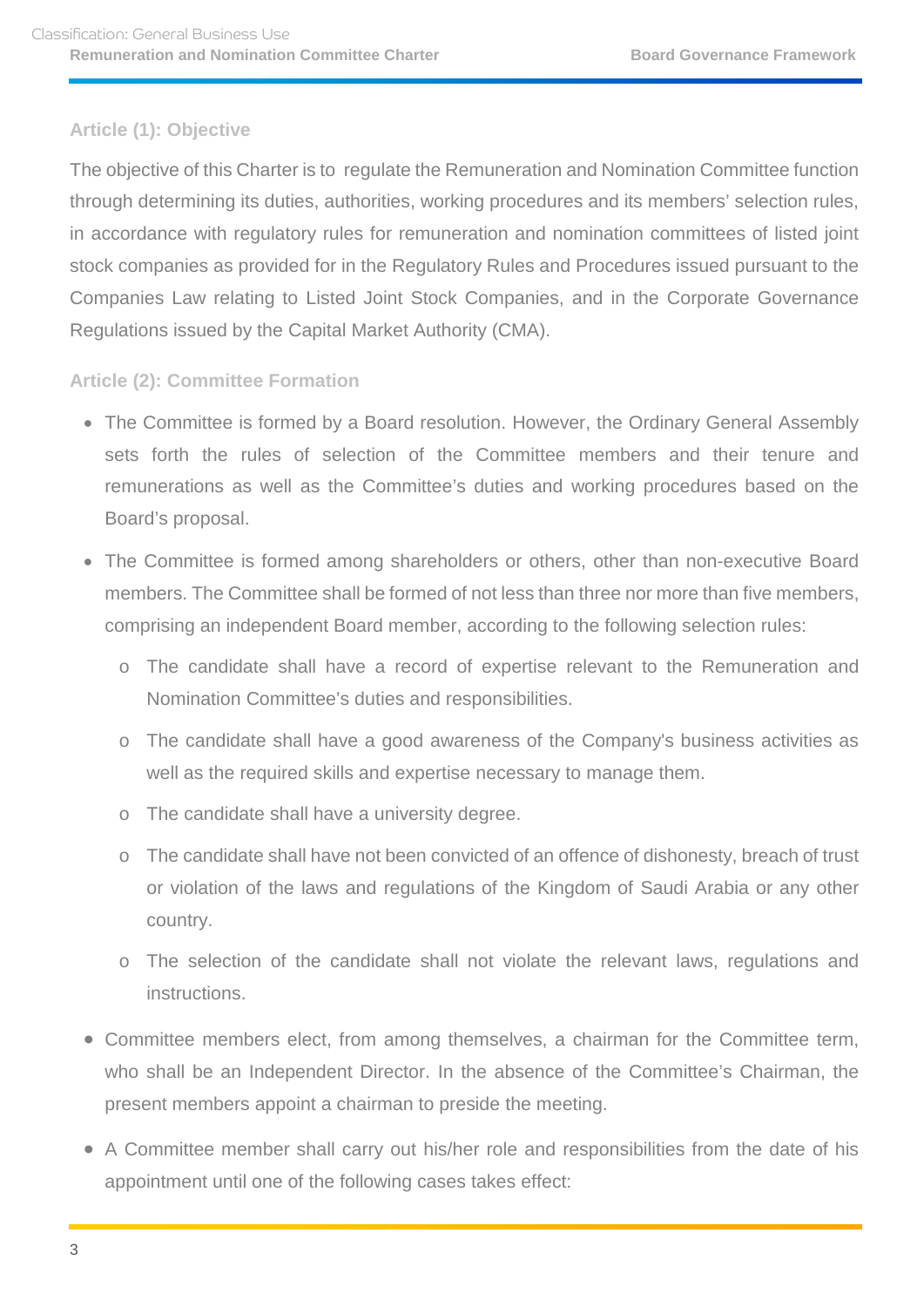### Article (1): Objective

The objective of this Charter is to regulate the Remuneration and Nomination Committee function through determining its duties, authorities, working procedures and its members' selection rules, in accordance with regulatory rules for remuneration and nomination committees of listed joint stock companies as provided for in the Regulatory Rules and Procedures issued pursuant to the Companies Law relating to Listed Joint Stock Companies, and in the Corporate Governance Regulations issued by the Capital Market Authority (CMA).

### Article (2): Committee Formation

- The Committee is formed by a Board resolution. However, the Ordinary General Assembly sets forth the rules of selection of the Committee members and their tenure and remunerations as well as the Committee's duties and working procedures based on the Board's proposal.
- The Committee is formed among shareholders or others, other than non-executive Board members. The Committee shall be formed of not less than three nor more than five members, comprising an independent Board member, according to the following selection rules:
  - The candidate shall have a record of expertise relevant to the Remuneration and Nomination Committee's duties and responsibilities.
  - The candidate shall have a good awareness of the Company's business activities as well as the required skills and expertise necessary to manage them.
  - The candidate shall have a university degree.
  - The candidate shall have not been convicted of an offence of dishonesty, breach of trust or violation of the laws and regulations of the Kingdom of Saudi Arabia or any other country.
  - The selection of the candidate shall not violate the relevant laws, regulations and instructions.
- Committee members elect, from among themselves, a chairman for the Committee term, who shall be an Independent Director. In the absence of the Committee's Chairman, the present members appoint a chairman to preside the meeting.
- A Committee member shall carry out his/her role and responsibilities from the date of his appointment until one of the following cases takes effect: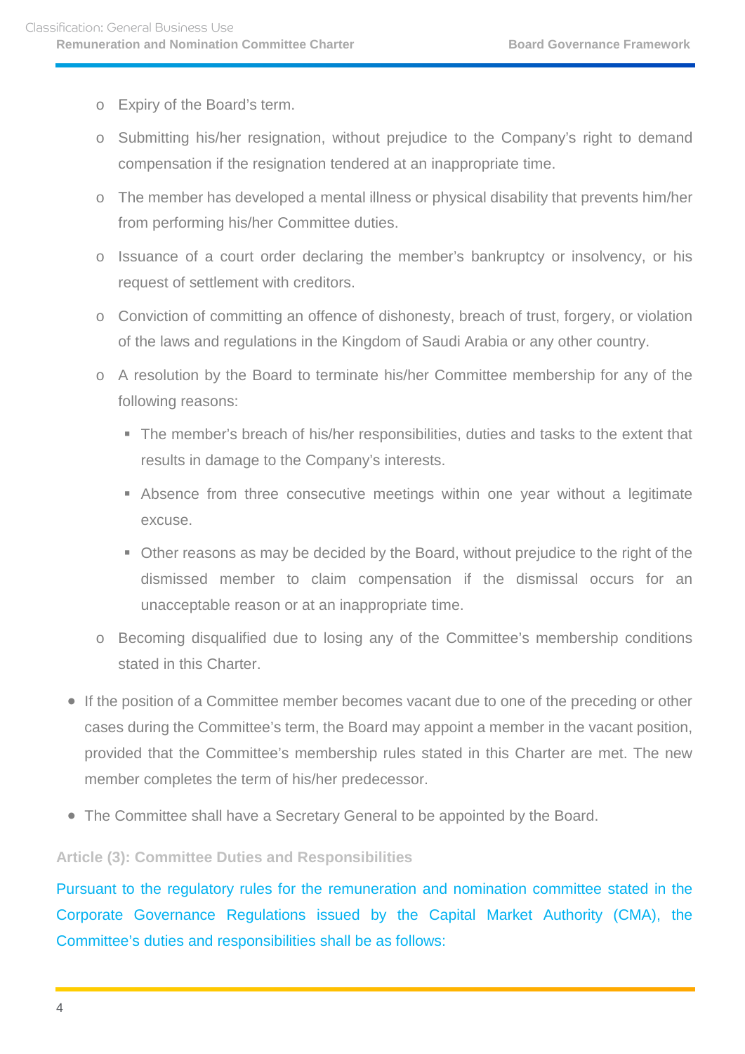- Expiry of the Board's term.
  - Submitting his/her resignation, without prejudice to the Company's right to demand compensation if the resignation tendered at an inappropriate time.
  - The member has developed a mental illness or physical disability that prevents him/her from performing his/her Committee duties.
  - Issuance of a court order declaring the member's bankruptcy or insolvency, or his request of settlement with creditors.
  - Conviction of committing an offence of dishonesty, breach of trust, forgery, or violation of the laws and regulations in the Kingdom of Saudi Arabia or any other country.
  - A resolution by the Board to terminate his/her Committee membership for any of the following reasons:
    - The member's breach of his/her responsibilities, duties and tasks to the extent that results in damage to the Company's interests.
    - Absence from three consecutive meetings within one year without a legitimate excuse.
    - Other reasons as may be decided by the Board, without prejudice to the right of the dismissed member to claim compensation if the dismissal occurs for an unacceptable reason or at an inappropriate time.
  - Becoming disqualified due to losing any of the Committee's membership conditions stated in this Charter.
- If the position of a Committee member becomes vacant due to one of the preceding or other cases during the Committee's term, the Board may appoint a member in the vacant position, provided that the Committee's membership rules stated in this Charter are met. The new member completes the term of his/her predecessor.
- The Committee shall have a Secretary General to be appointed by the Board.

### Article (3): Committee Duties and Responsibilities

Pursuant to the regulatory rules for the remuneration and nomination committee stated in the Corporate Governance Regulations issued by the Capital Market Authority (CMA), the Committee's duties and responsibilities shall be as follows: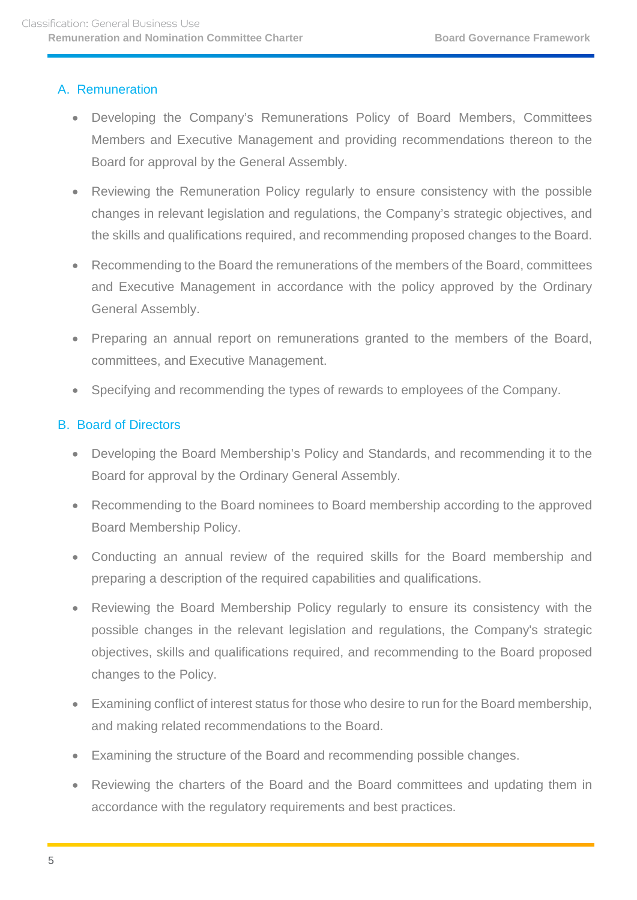## A. Remuneration

- Developing the Company's Remunerations Policy of Board Members, Committees Members and Executive Management and providing recommendations thereon to the Board for approval by the General Assembly.
- Reviewing the Remuneration Policy regularly to ensure consistency with the possible changes in relevant legislation and regulations, the Company's strategic objectives, and the skills and qualifications required, and recommending proposed changes to the Board.
- Recommending to the Board the remunerations of the members of the Board, committees and Executive Management in accordance with the policy approved by the Ordinary General Assembly.
- Preparing an annual report on remunerations granted to the members of the Board, committees, and Executive Management.
- Specifying and recommending the types of rewards to employees of the Company.

## B. Board of Directors

- Developing the Board Membership's Policy and Standards, and recommending it to the Board for approval by the Ordinary General Assembly.
- Recommending to the Board nominees to Board membership according to the approved Board Membership Policy.
- Conducting an annual review of the required skills for the Board membership and preparing a description of the required capabilities and qualifications.
- Reviewing the Board Membership Policy regularly to ensure its consistency with the possible changes in the relevant legislation and regulations, the Company's strategic objectives, skills and qualifications required, and recommending to the Board proposed changes to the Policy.
- Examining conflict of interest status for those who desire to run for the Board membership, and making related recommendations to the Board.
- Examining the structure of the Board and recommending possible changes.
- Reviewing the charters of the Board and the Board committees and updating them in accordance with the regulatory requirements and best practices.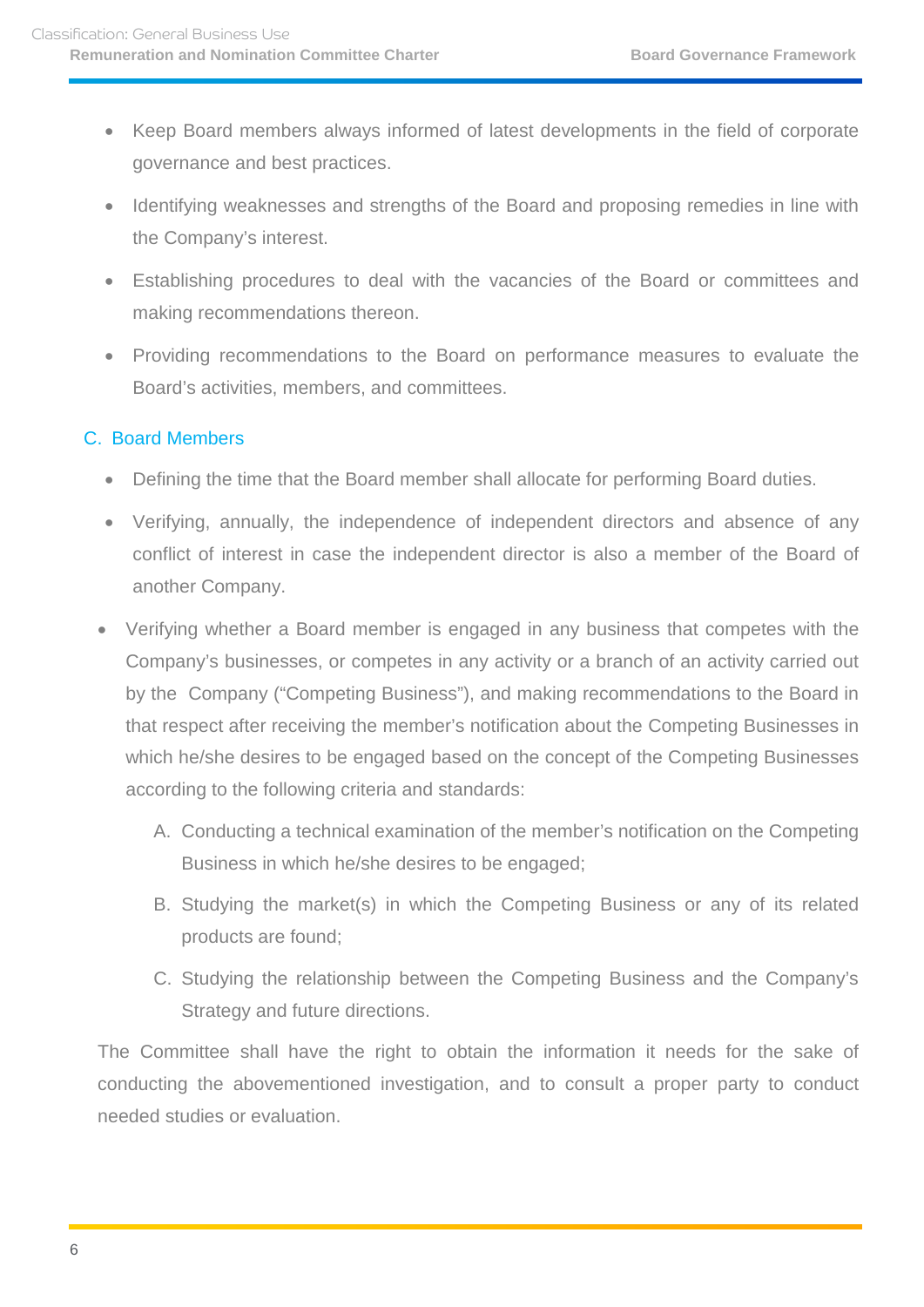- Keep Board members always informed of latest developments in the field of corporate governance and best practices.
- Identifying weaknesses and strengths of the Board and proposing remedies in line with the Company's interest.
- Establishing procedures to deal with the vacancies of the Board or committees and making recommendations thereon.
- Providing recommendations to the Board on performance measures to evaluate the Board's activities, members, and committees.

### C. Board Members

- Defining the time that the Board member shall allocate for performing Board duties.
- Verifying, annually, the independence of independent directors and absence of any conflict of interest in case the independent director is also a member of the Board of another Company.
- Verifying whether a Board member is engaged in any business that competes with the Company's businesses, or competes in any activity or a branch of an activity carried out by the Company ("Competing Business"), and making recommendations to the Board in that respect after receiving the member's notification about the Competing Businesses in which he/she desires to be engaged based on the concept of the Competing Businesses according to the following criteria and standards:

  A. Conducting a technical examination of the member's notification on the Competing Business in which he/she desires to be engaged;

  B. Studying the market(s) in which the Competing Business or any of its related products are found;

  C. Studying the relationship between the Competing Business and the Company's Strategy and future directions.

The Committee shall have the right to obtain the information it needs for the sake of conducting the abovementioned investigation, and to consult a proper party to conduct needed studies or evaluation.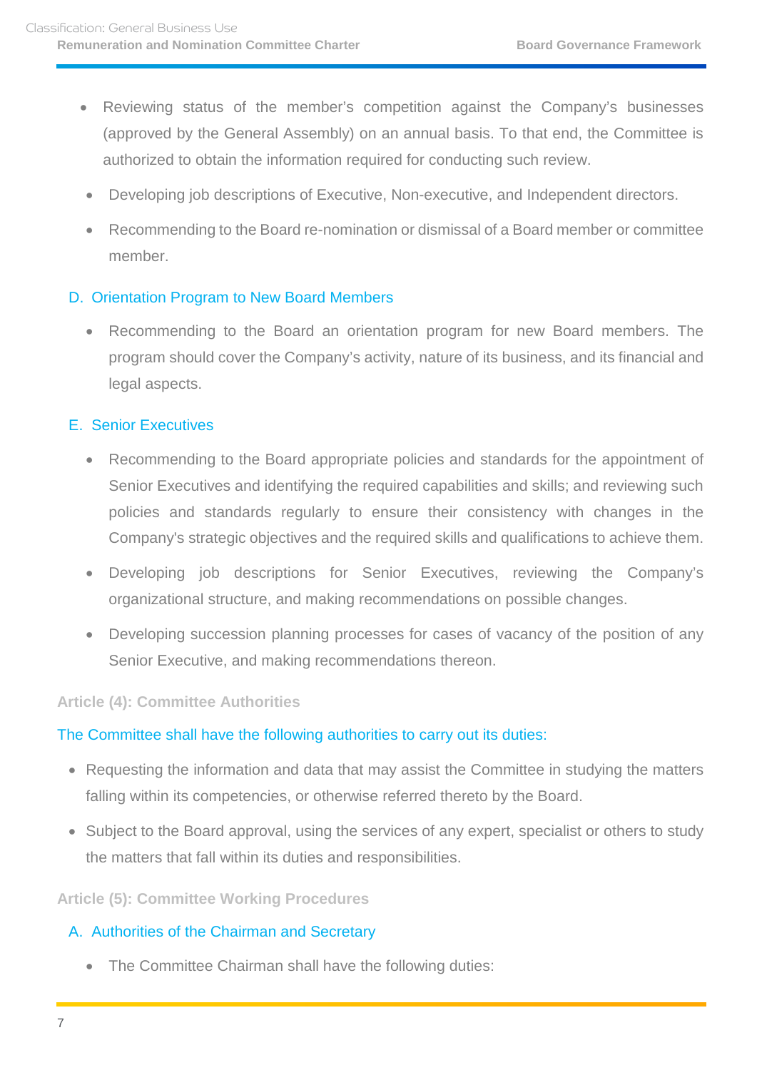- Reviewing status of the member's competition against the Company's businesses (approved by the General Assembly) on an annual basis. To that end, the Committee is authorized to obtain the information required for conducting such review.
- Developing job descriptions of Executive, Non-executive, and Independent directors.
- Recommending to the Board re-nomination or dismissal of a Board member or committee member.

### D. Orientation Program to New Board Members

- Recommending to the Board an orientation program for new Board members. The program should cover the Company's activity, nature of its business, and its financial and legal aspects.

### E. Senior Executives

- Recommending to the Board appropriate policies and standards for the appointment of Senior Executives and identifying the required capabilities and skills; and reviewing such policies and standards regularly to ensure their consistency with changes in the Company's strategic objectives and the required skills and qualifications to achieve them.
- Developing job descriptions for Senior Executives, reviewing the Company's organizational structure, and making recommendations on possible changes.
- Developing succession planning processes for cases of vacancy of the position of any Senior Executive, and making recommendations thereon.

## Article (4): Committee Authorities

The Committee shall have the following authorities to carry out its duties:

- Requesting the information and data that may assist the Committee in studying the matters falling within its competencies, or otherwise referred thereto by the Board.
- Subject to the Board approval, using the services of any expert, specialist or others to study the matters that fall within its duties and responsibilities.

## Article (5): Committee Working Procedures

### A. Authorities of the Chairman and Secretary

- The Committee Chairman shall have the following duties: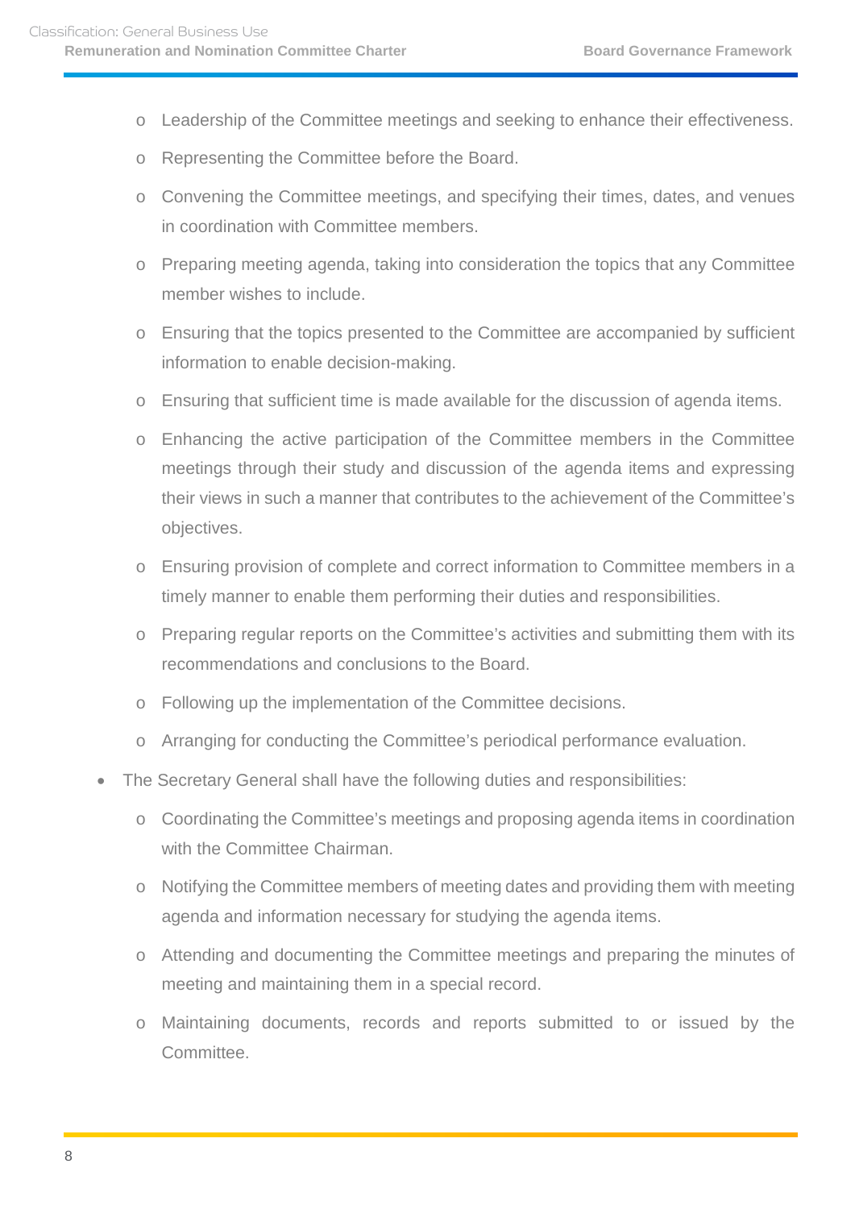- Leadership of the Committee meetings and seeking to enhance their effectiveness.
  - Representing the Committee before the Board.
  - Convening the Committee meetings, and specifying their times, dates, and venues in coordination with Committee members.
  - Preparing meeting agenda, taking into consideration the topics that any Committee member wishes to include.
  - Ensuring that the topics presented to the Committee are accompanied by sufficient information to enable decision-making.
  - Ensuring that sufficient time is made available for the discussion of agenda items.
  - Enhancing the active participation of the Committee members in the Committee meetings through their study and discussion of the agenda items and expressing their views in such a manner that contributes to the achievement of the Committee's objectives.
  - Ensuring provision of complete and correct information to Committee members in a timely manner to enable them performing their duties and responsibilities.
  - Preparing regular reports on the Committee's activities and submitting them with its recommendations and conclusions to the Board.
  - Following up the implementation of the Committee decisions.
  - Arranging for conducting the Committee's periodical performance evaluation.
- The Secretary General shall have the following duties and responsibilities:
  - Coordinating the Committee's meetings and proposing agenda items in coordination with the Committee Chairman.
  - Notifying the Committee members of meeting dates and providing them with meeting agenda and information necessary for studying the agenda items.
  - Attending and documenting the Committee meetings and preparing the minutes of meeting and maintaining them in a special record.
  - Maintaining documents, records and reports submitted to or issued by the Committee.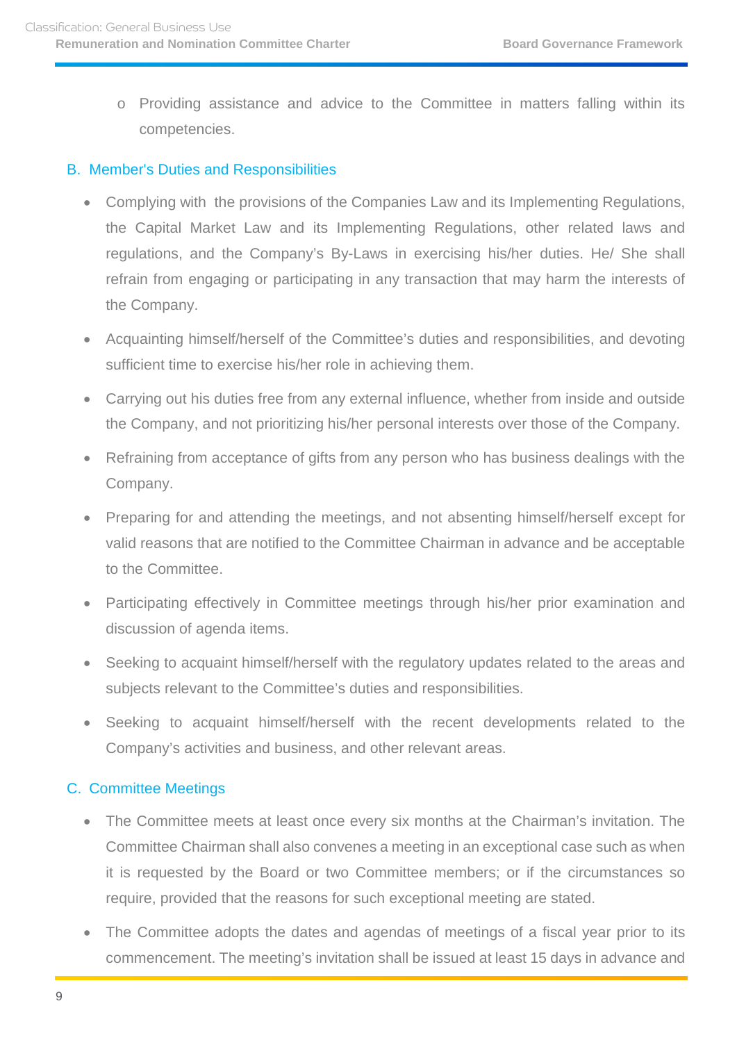- Providing assistance and advice to the Committee in matters falling within its competencies.

## B. Member's Duties and Responsibilities

- Complying with the provisions of the Companies Law and its Implementing Regulations, the Capital Market Law and its Implementing Regulations, other related laws and regulations, and the Company's By-Laws in exercising his/her duties. He/ She shall refrain from engaging or participating in any transaction that may harm the interests of the Company.
- Acquainting himself/herself of the Committee's duties and responsibilities, and devoting sufficient time to exercise his/her role in achieving them.
- Carrying out his duties free from any external influence, whether from inside and outside the Company, and not prioritizing his/her personal interests over those of the Company.
- Refraining from acceptance of gifts from any person who has business dealings with the Company.
- Preparing for and attending the meetings, and not absenting himself/herself except for valid reasons that are notified to the Committee Chairman in advance and be acceptable to the Committee.
- Participating effectively in Committee meetings through his/her prior examination and discussion of agenda items.
- Seeking to acquaint himself/herself with the regulatory updates related to the areas and subjects relevant to the Committee's duties and responsibilities.
- Seeking to acquaint himself/herself with the recent developments related to the Company's activities and business, and other relevant areas.

## C. Committee Meetings

- The Committee meets at least once every six months at the Chairman's invitation. The Committee Chairman shall also convenes a meeting in an exceptional case such as when it is requested by the Board or two Committee members; or if the circumstances so require, provided that the reasons for such exceptional meeting are stated.
- The Committee adopts the dates and agendas of meetings of a fiscal year prior to its commencement. The meeting's invitation shall be issued at least 15 days in advance and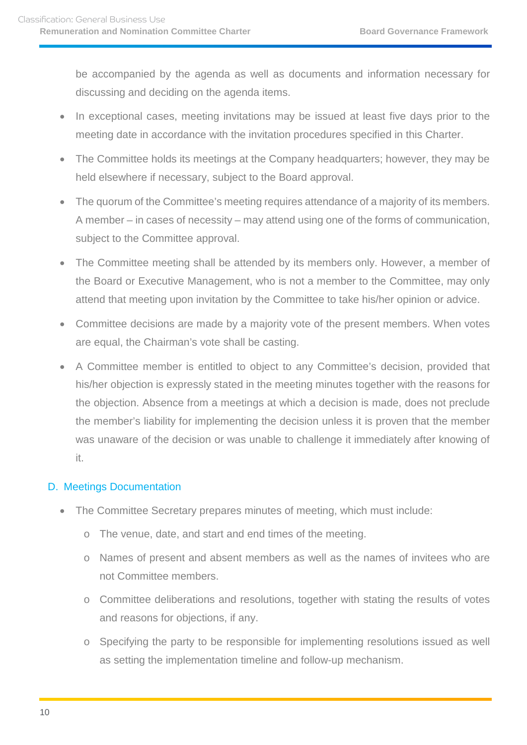be accompanied by the agenda as well as documents and information necessary for discussing and deciding on the agenda items.

- In exceptional cases, meeting invitations may be issued at least five days prior to the meeting date in accordance with the invitation procedures specified in this Charter.
- The Committee holds its meetings at the Company headquarters; however, they may be held elsewhere if necessary, subject to the Board approval.
- The quorum of the Committee's meeting requires attendance of a majority of its members. A member – in cases of necessity – may attend using one of the forms of communication, subject to the Committee approval.
- The Committee meeting shall be attended by its members only. However, a member of the Board or Executive Management, who is not a member to the Committee, may only attend that meeting upon invitation by the Committee to take his/her opinion or advice.
- Committee decisions are made by a majority vote of the present members. When votes are equal, the Chairman's vote shall be casting.
- A Committee member is entitled to object to any Committee's decision, provided that his/her objection is expressly stated in the meeting minutes together with the reasons for the objection. Absence from a meetings at which a decision is made, does not preclude the member's liability for implementing the decision unless it is proven that the member was unaware of the decision or was unable to challenge it immediately after knowing of it.

### D. Meetings Documentation

- The Committee Secretary prepares minutes of meeting, which must include:
  - The venue, date, and start and end times of the meeting.
  - Names of present and absent members as well as the names of invitees who are not Committee members.
  - Committee deliberations and resolutions, together with stating the results of votes and reasons for objections, if any.
  - Specifying the party to be responsible for implementing resolutions issued as well as setting the implementation timeline and follow-up mechanism.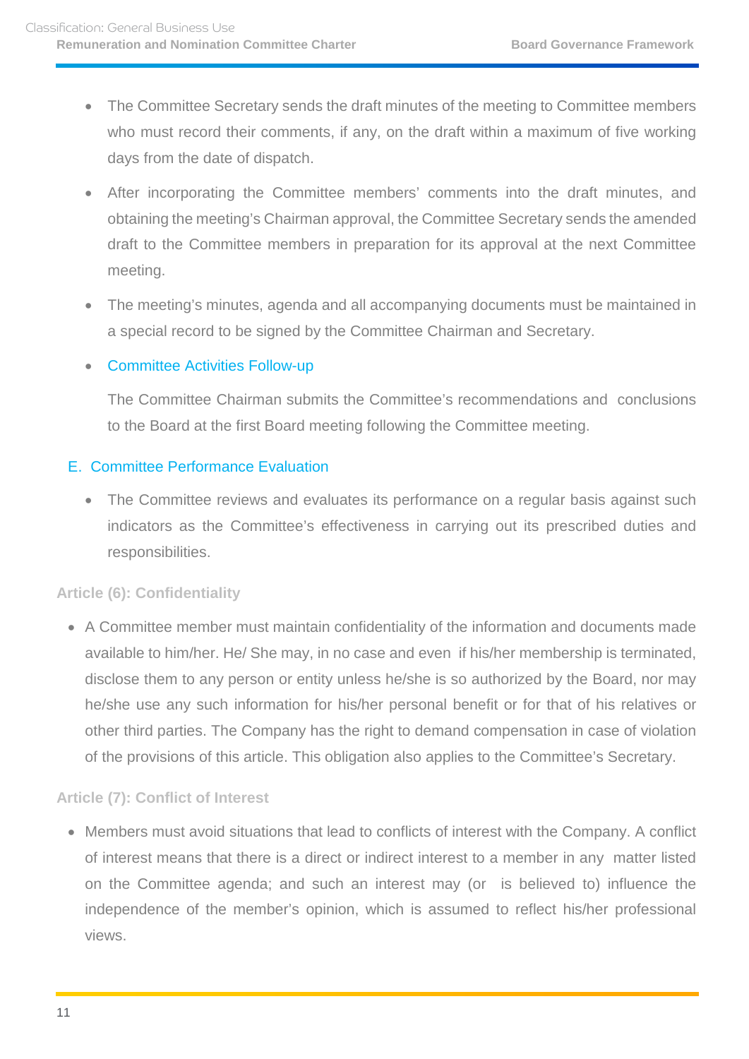- The Committee Secretary sends the draft minutes of the meeting to Committee members who must record their comments, if any, on the draft within a maximum of five working days from the date of dispatch.
- After incorporating the Committee members' comments into the draft minutes, and obtaining the meeting's Chairman approval, the Committee Secretary sends the amended draft to the Committee members in preparation for its approval at the next Committee meeting.
- The meeting's minutes, agenda and all accompanying documents must be maintained in a special record to be signed by the Committee Chairman and Secretary.
- Committee Activities Follow-up

  The Committee Chairman submits the Committee's recommendations and conclusions to the Board at the first Board meeting following the Committee meeting.

### E. Committee Performance Evaluation

- The Committee reviews and evaluates its performance on a regular basis against such indicators as the Committee's effectiveness in carrying out its prescribed duties and responsibilities.

## Article (6): Confidentiality

- A Committee member must maintain confidentiality of the information and documents made available to him/her. He/ She may, in no case and even if his/her membership is terminated, disclose them to any person or entity unless he/she is so authorized by the Board, nor may he/she use any such information for his/her personal benefit or for that of his relatives or other third parties. The Company has the right to demand compensation in case of violation of the provisions of this article. This obligation also applies to the Committee's Secretary.

## Article (7): Conflict of Interest

- Members must avoid situations that lead to conflicts of interest with the Company. A conflict of interest means that there is a direct or indirect interest to a member in any matter listed on the Committee agenda; and such an interest may (or is believed to) influence the independence of the member's opinion, which is assumed to reflect his/her professional views.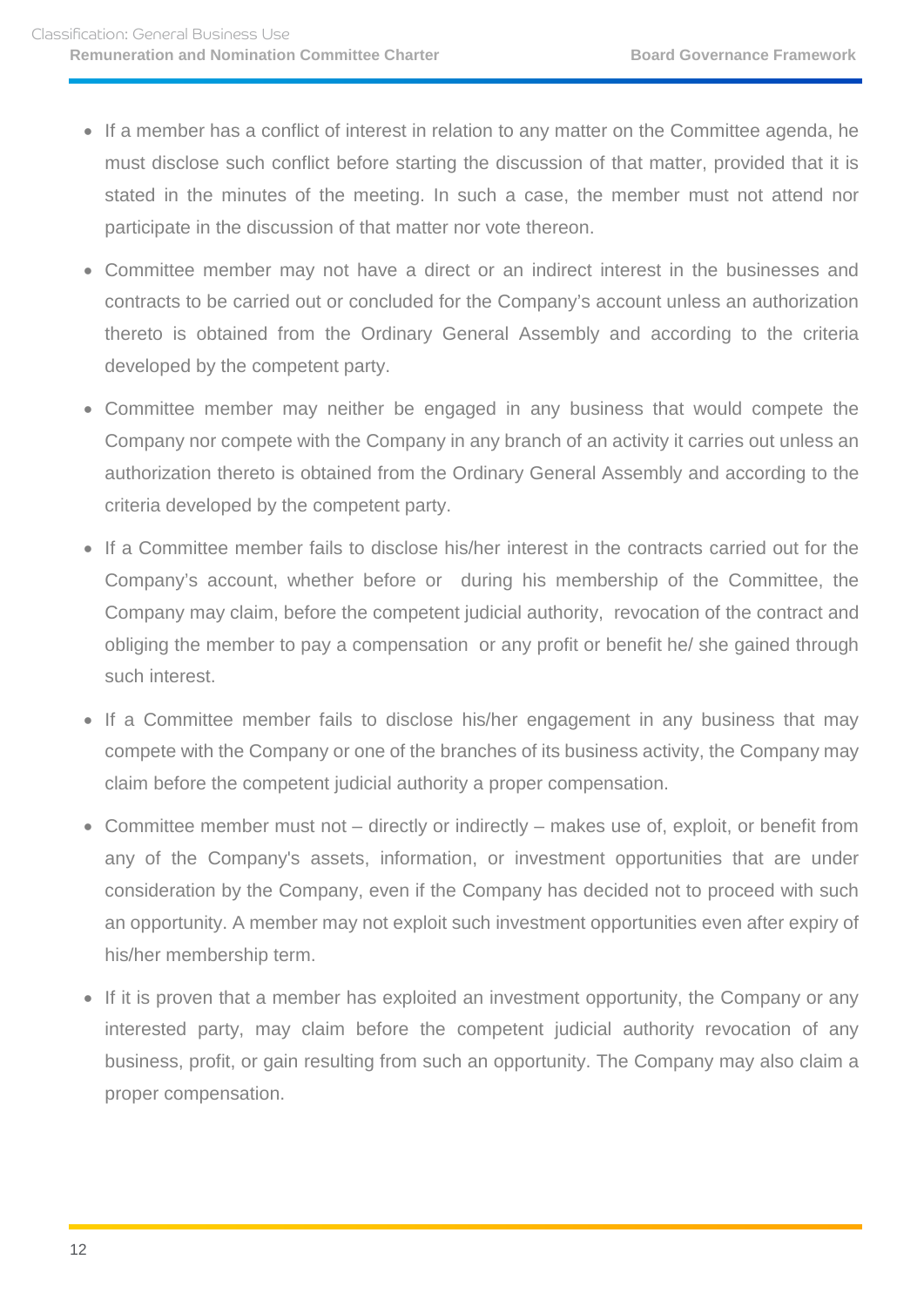- If a member has a conflict of interest in relation to any matter on the Committee agenda, he must disclose such conflict before starting the discussion of that matter, provided that it is stated in the minutes of the meeting. In such a case, the member must not attend nor participate in the discussion of that matter nor vote thereon.
- Committee member may not have a direct or an indirect interest in the businesses and contracts to be carried out or concluded for the Company's account unless an authorization thereto is obtained from the Ordinary General Assembly and according to the criteria developed by the competent party.
- Committee member may neither be engaged in any business that would compete the Company nor compete with the Company in any branch of an activity it carries out unless an authorization thereto is obtained from the Ordinary General Assembly and according to the criteria developed by the competent party.
- If a Committee member fails to disclose his/her interest in the contracts carried out for the Company's account, whether before or during his membership of the Committee, the Company may claim, before the competent judicial authority, revocation of the contract and obliging the member to pay a compensation or any profit or benefit he/ she gained through such interest.
- If a Committee member fails to disclose his/her engagement in any business that may compete with the Company or one of the branches of its business activity, the Company may claim before the competent judicial authority a proper compensation.
- Committee member must not – directly or indirectly – makes use of, exploit, or benefit from any of the Company's assets, information, or investment opportunities that are under consideration by the Company, even if the Company has decided not to proceed with such an opportunity. A member may not exploit such investment opportunities even after expiry of his/her membership term.
- If it is proven that a member has exploited an investment opportunity, the Company or any interested party, may claim before the competent judicial authority revocation of any business, profit, or gain resulting from such an opportunity. The Company may also claim a proper compensation.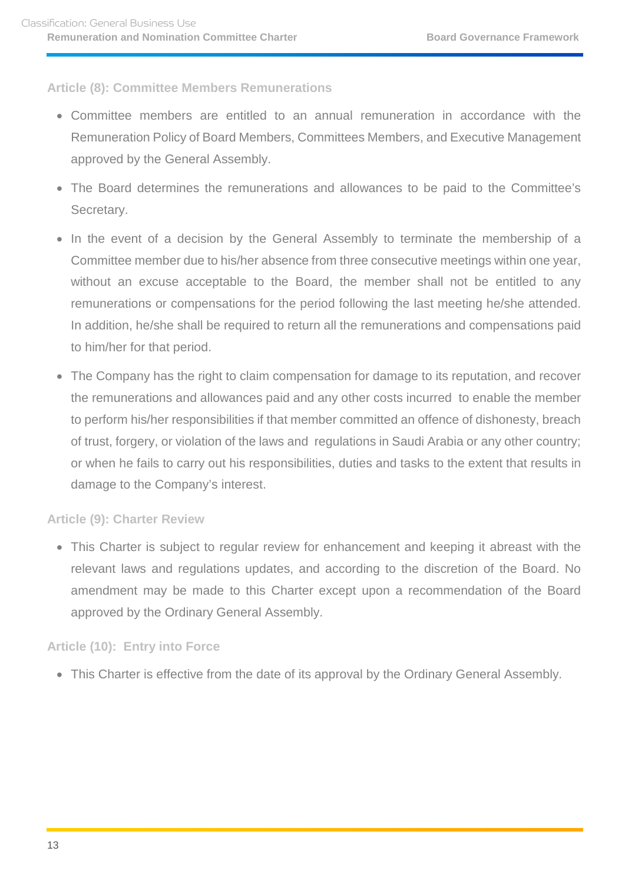## Article (8): Committee Members Remunerations

- Committee members are entitled to an annual remuneration in accordance with the Remuneration Policy of Board Members, Committees Members, and Executive Management approved by the General Assembly.
- The Board determines the remunerations and allowances to be paid to the Committee's Secretary.
- In the event of a decision by the General Assembly to terminate the membership of a Committee member due to his/her absence from three consecutive meetings within one year, without an excuse acceptable to the Board, the member shall not be entitled to any remunerations or compensations for the period following the last meeting he/she attended. In addition, he/she shall be required to return all the remunerations and compensations paid to him/her for that period.
- The Company has the right to claim compensation for damage to its reputation, and recover the remunerations and allowances paid and any other costs incurred to enable the member to perform his/her responsibilities if that member committed an offence of dishonesty, breach of trust, forgery, or violation of the laws and regulations in Saudi Arabia or any other country; or when he fails to carry out his responsibilities, duties and tasks to the extent that results in damage to the Company's interest.

## Article (9): Charter Review

- This Charter is subject to regular review for enhancement and keeping it abreast with the relevant laws and regulations updates, and according to the discretion of the Board. No amendment may be made to this Charter except upon a recommendation of the Board approved by the Ordinary General Assembly.

## Article (10): Entry into Force

- This Charter is effective from the date of its approval by the Ordinary General Assembly.